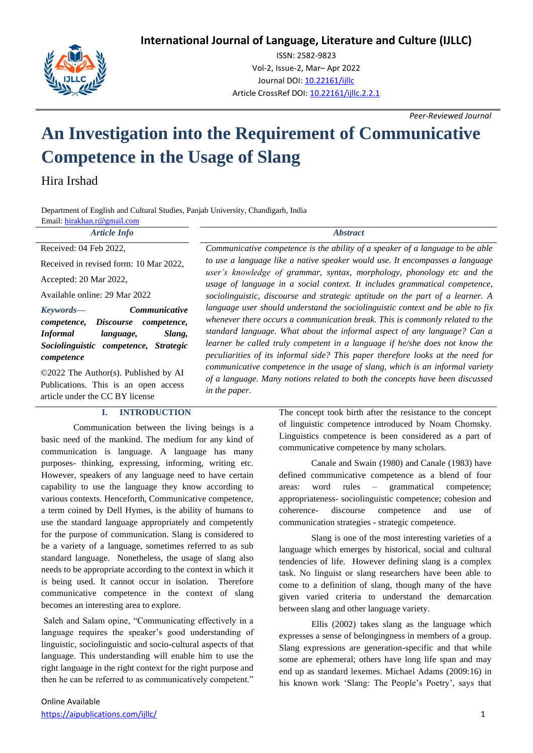# An Investigation into the Requirement of Communicative Competence in the Usage of Slang

Hira Irshad

Department of English and Cultural Studies, Panjab University, Chandigarh, India
Email: hirakhan.r@gmail.com

*Article Info*

Received: 04 Feb 2022,

Received in revised form: 10 Mar 2022,

Accepted: 20 Mar 2022,

Available online: 29 Mar 2022

***Keywords—*** ***Communicative competence, Discourse competence, Informal language, Slang, Sociolinguistic competence, Strategic competence***

©2022 The Author(s). Published by AI Publications. This is an open access article under the CC BY license

*Abstract*

*Communicative competence is the ability of a speaker of a language to be able to use a language like a native speaker would use. It encompasses a language user's knowledge of grammar, syntax, morphology, phonology etc and the usage of language in a social context. It includes grammatical competence, sociolinguistic, discourse and strategic aptitude on the part of a learner. A language user should understand the sociolinguistic context and be able to fix whenever there occurs a communication break. This is commonly related to the standard language. What about the informal aspect of any language? Can a learner be called truly competent in a language if he/she does not know the peculiarities of its informal side? This paper therefore looks at the need for communicative competence in the usage of slang, which is an informal variety of a language. Many notions related to both the concepts have been discussed in the paper.*

## I. INTRODUCTION

Communication between the living beings is a basic need of the mankind. The medium for any kind of communication is language. A language has many purposes- thinking, expressing, informing, writing etc. However, speakers of any language need to have certain capability to use the language they know according to various contexts. Henceforth, Communicative competence, a term coined by Dell Hymes, is the ability of humans to use the standard language appropriately and competently for the purpose of communication. Slang is considered to be a variety of a language, sometimes referred to as sub standard language. Nonetheless, the usage of slang also needs to be appropriate according to the context in which it is being used. It cannot occur in isolation. Therefore communicative competence in the context of slang becomes an interesting area to explore.

Saleh and Salam opine, "Communicating effectively in a language requires the speaker's good understanding of linguistic, sociolinguistic and socio-cultural aspects of that language. This understanding will enable him to use the right language in the right context for the right purpose and then he can be referred to as communicatively competent." The concept took birth after the resistance to the concept of linguistic competence introduced by Noam Chomsky. Linguistics competence is been considered as a part of communicative competence by many scholars.

Canale and Swain (1980) and Canale (1983) have defined communicative competence as a blend of four areas: word rules – grammatical competence; appropriateness- sociolinguistic competence; cohesion and coherence- discourse competence and use of communication strategies - strategic competence.

Slang is one of the most interesting varieties of a language which emerges by historical, social and cultural tendencies of life. However defining slang is a complex task. No linguist or slang researchers have been able to come to a definition of slang, though many of the have given varied criteria to understand the demarcation between slang and other language variety.

Ellis (2002) takes slang as the language which expresses a sense of belongingness in members of a group. Slang expressions are generation-specific and that while some are ephemeral; others have long life span and may end up as standard lexemes. Michael Adams (2009:16) in his known work 'Slang: The People's Poetry', says that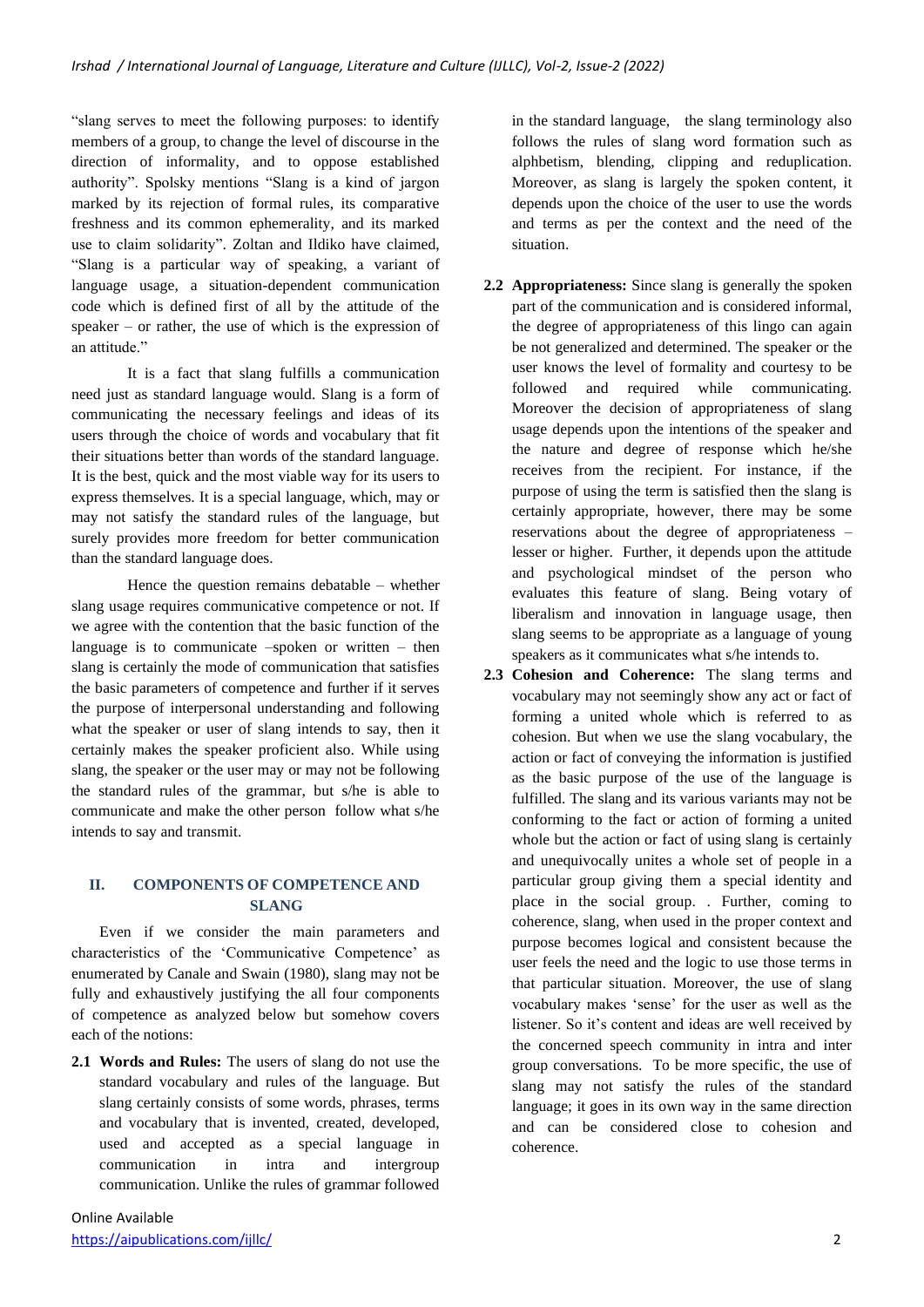"slang serves to meet the following purposes: to identify members of a group, to change the level of discourse in the direction of informality, and to oppose established authority". Spolsky mentions "Slang is a kind of jargon marked by its rejection of formal rules, its comparative freshness and its common ephemerality, and its marked use to claim solidarity". Zoltan and Ildiko have claimed, "Slang is a particular way of speaking, a variant of language usage, a situation-dependent communication code which is defined first of all by the attitude of the speaker – or rather, the use of which is the expression of an attitude."

It is a fact that slang fulfills a communication need just as standard language would. Slang is a form of communicating the necessary feelings and ideas of its users through the choice of words and vocabulary that fit their situations better than words of the standard language. It is the best, quick and the most viable way for its users to express themselves. It is a special language, which, may or may not satisfy the standard rules of the language, but surely provides more freedom for better communication than the standard language does.

Hence the question remains debatable – whether slang usage requires communicative competence or not. If we agree with the contention that the basic function of the language is to communicate –spoken or written – then slang is certainly the mode of communication that satisfies the basic parameters of competence and further if it serves the purpose of interpersonal understanding and following what the speaker or user of slang intends to say, then it certainly makes the speaker proficient also. While using slang, the speaker or the user may or may not be following the standard rules of the grammar, but s/he is able to communicate and make the other person follow what s/he intends to say and transmit.

## II. COMPONENTS OF COMPETENCE AND SLANG

Even if we consider the main parameters and characteristics of the 'Communicative Competence' as enumerated by Canale and Swain (1980), slang may not be fully and exhaustively justifying the all four components of competence as analyzed below but somehow covers each of the notions:

**2.1 Words and Rules:** The users of slang do not use the standard vocabulary and rules of the language. But slang certainly consists of some words, phrases, terms and vocabulary that is invented, created, developed, used and accepted as a special language in communication in intra and intergroup communication. Unlike the rules of grammar followed in the standard language, the slang terminology also follows the rules of slang word formation such as alphbetism, blending, clipping and reduplication. Moreover, as slang is largely the spoken content, it depends upon the choice of the user to use the words and terms as per the context and the need of the situation.

**2.2 Appropriateness:** Since slang is generally the spoken part of the communication and is considered informal, the degree of appropriateness of this lingo can again be not generalized and determined. The speaker or the user knows the level of formality and courtesy to be followed and required while communicating. Moreover the decision of appropriateness of slang usage depends upon the intentions of the speaker and the nature and degree of response which he/she receives from the recipient. For instance, if the purpose of using the term is satisfied then the slang is certainly appropriate, however, there may be some reservations about the degree of appropriateness – lesser or higher. Further, it depends upon the attitude and psychological mindset of the person who evaluates this feature of slang. Being votary of liberalism and innovation in language usage, then slang seems to be appropriate as a language of young speakers as it communicates what s/he intends to.

**2.3 Cohesion and Coherence:** The slang terms and vocabulary may not seemingly show any act or fact of forming a united whole which is referred to as cohesion. But when we use the slang vocabulary, the action or fact of conveying the information is justified as the basic purpose of the use of the language is fulfilled. The slang and its various variants may not be conforming to the fact or action of forming a united whole but the action or fact of using slang is certainly and unequivocally unites a whole set of people in a particular group giving them a special identity and place in the social group. . Further, coming to coherence, slang, when used in the proper context and purpose becomes logical and consistent because the user feels the need and the logic to use those terms in that particular situation. Moreover, the use of slang vocabulary makes 'sense' for the user as well as the listener. So it's content and ideas are well received by the concerned speech community in intra and inter group conversations. To be more specific, the use of slang may not satisfy the rules of the standard language; it goes in its own way in the same direction and can be considered close to cohesion and coherence.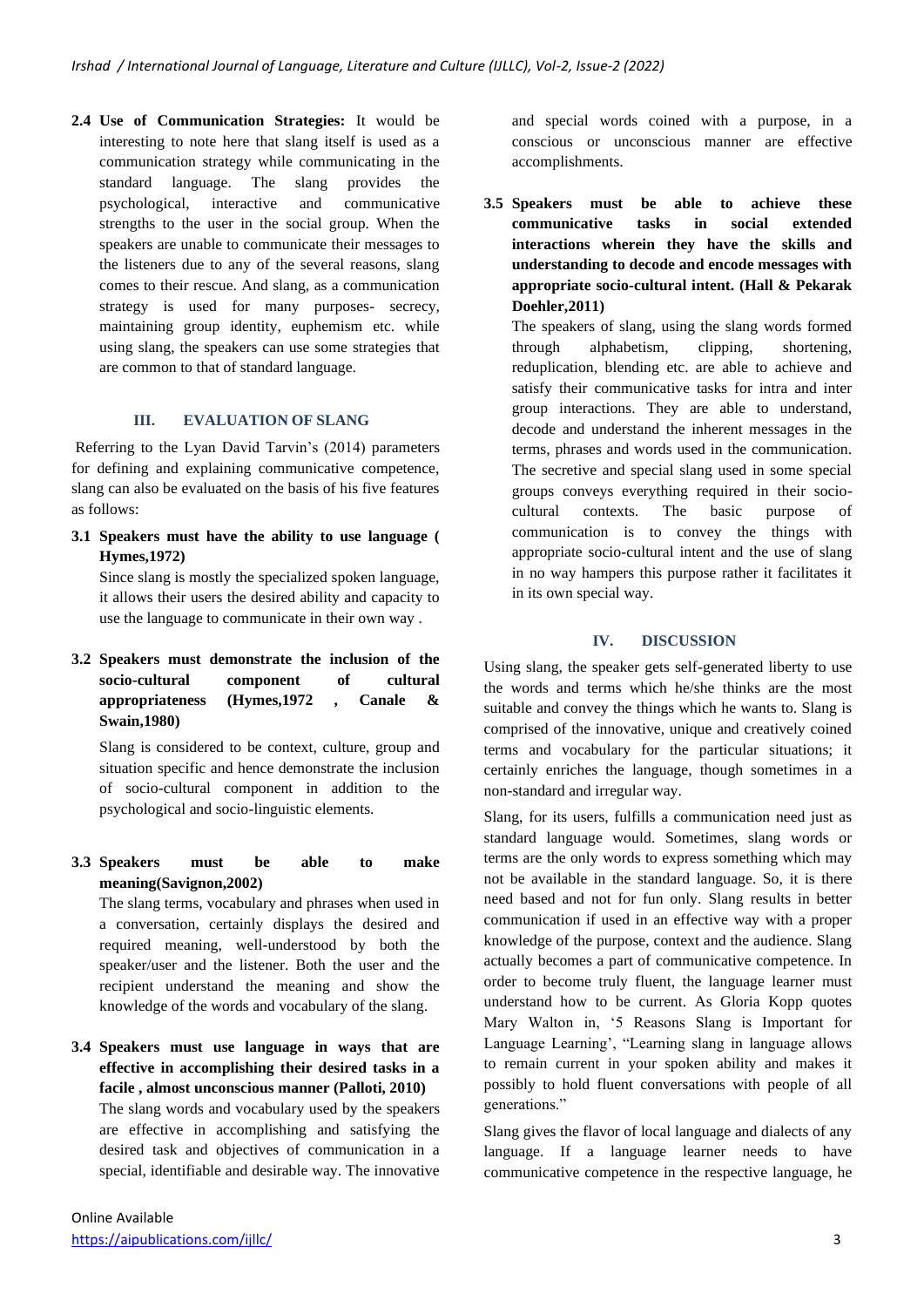**2.4 Use of Communication Strategies:** It would be interesting to note here that slang itself is used as a communication strategy while communicating in the standard language. The slang provides the psychological, interactive and communicative strengths to the user in the social group. When the speakers are unable to communicate their messages to the listeners due to any of the several reasons, slang comes to their rescue. And slang, as a communication strategy is used for many purposes- secrecy, maintaining group identity, euphemism etc. while using slang, the speakers can use some strategies that are common to that of standard language.

## III. EVALUATION OF SLANG

Referring to the Lyan David Tarvin's (2014) parameters for defining and explaining communicative competence, slang can also be evaluated on the basis of his five features as follows:

**3.1 Speakers must have the ability to use language ( Hymes,1972)**

Since slang is mostly the specialized spoken language, it allows their users the desired ability and capacity to use the language to communicate in their own way .

**3.2 Speakers must demonstrate the inclusion of the socio-cultural component of cultural appropriateness (Hymes,1972 , Canale & Swain,1980)**

Slang is considered to be context, culture, group and situation specific and hence demonstrate the inclusion of socio-cultural component in addition to the psychological and socio-linguistic elements.

**3.3 Speakers must be able to make meaning(Savignon,2002)**

The slang terms, vocabulary and phrases when used in a conversation, certainly displays the desired and required meaning, well-understood by both the speaker/user and the listener. Both the user and the recipient understand the meaning and show the knowledge of the words and vocabulary of the slang.

**3.4 Speakers must use language in ways that are effective in accomplishing their desired tasks in a facile , almost unconscious manner (Palloti, 2010)**

The slang words and vocabulary used by the speakers are effective in accomplishing and satisfying the desired task and objectives of communication in a special, identifiable and desirable way. The innovative and special words coined with a purpose, in a conscious or unconscious manner are effective accomplishments.

**3.5 Speakers must be able to achieve these communicative tasks in social extended interactions wherein they have the skills and understanding to decode and encode messages with appropriate socio-cultural intent. (Hall & Pekarak Doehler,2011)**

The speakers of slang, using the slang words formed through alphabetism, clipping, shortening, reduplication, blending etc. are able to achieve and satisfy their communicative tasks for intra and inter group interactions. They are able to understand, decode and understand the inherent messages in the terms, phrases and words used in the communication. The secretive and special slang used in some special groups conveys everything required in their socio-cultural contexts. The basic purpose of communication is to convey the things with appropriate socio-cultural intent and the use of slang in no way hampers this purpose rather it facilitates it in its own special way.

## IV. DISCUSSION

Using slang, the speaker gets self-generated liberty to use the words and terms which he/she thinks are the most suitable and convey the things which he wants to. Slang is comprised of the innovative, unique and creatively coined terms and vocabulary for the particular situations; it certainly enriches the language, though sometimes in a non-standard and irregular way.

Slang, for its users, fulfills a communication need just as standard language would. Sometimes, slang words or terms are the only words to express something which may not be available in the standard language. So, it is there need based and not for fun only. Slang results in better communication if used in an effective way with a proper knowledge of the purpose, context and the audience. Slang actually becomes a part of communicative competence. In order to become truly fluent, the language learner must understand how to be current. As Gloria Kopp quotes Mary Walton in, '5 Reasons Slang is Important for Language Learning', "Learning slang in language allows to remain current in your spoken ability and makes it possibly to hold fluent conversations with people of all generations."

Slang gives the flavor of local language and dialects of any language. If a language learner needs to have communicative competence in the respective language, he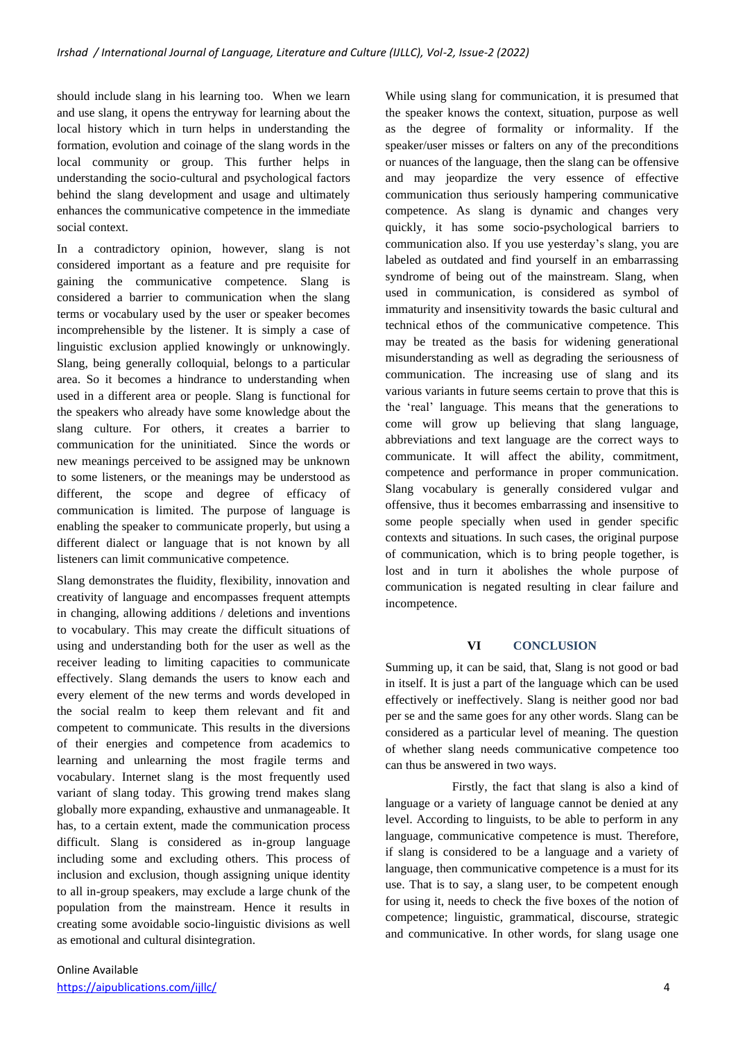should include slang in his learning too. When we learn and use slang, it opens the entryway for learning about the local history which in turn helps in understanding the formation, evolution and coinage of the slang words in the local community or group. This further helps in understanding the socio-cultural and psychological factors behind the slang development and usage and ultimately enhances the communicative competence in the immediate social context.

In a contradictory opinion, however, slang is not considered important as a feature and pre requisite for gaining the communicative competence. Slang is considered a barrier to communication when the slang terms or vocabulary used by the user or speaker becomes incomprehensible by the listener. It is simply a case of linguistic exclusion applied knowingly or unknowingly. Slang, being generally colloquial, belongs to a particular area. So it becomes a hindrance to understanding when used in a different area or people. Slang is functional for the speakers who already have some knowledge about the slang culture. For others, it creates a barrier to communication for the uninitiated. Since the words or new meanings perceived to be assigned may be unknown to some listeners, or the meanings may be understood as different, the scope and degree of efficacy of communication is limited. The purpose of language is enabling the speaker to communicate properly, but using a different dialect or language that is not known by all listeners can limit communicative competence.

Slang demonstrates the fluidity, flexibility, innovation and creativity of language and encompasses frequent attempts in changing, allowing additions / deletions and inventions to vocabulary. This may create the difficult situations of using and understanding both for the user as well as the receiver leading to limiting capacities to communicate effectively. Slang demands the users to know each and every element of the new terms and words developed in the social realm to keep them relevant and fit and competent to communicate. This results in the diversions of their energies and competence from academics to learning and unlearning the most fragile terms and vocabulary. Internet slang is the most frequently used variant of slang today. This growing trend makes slang globally more expanding, exhaustive and unmanageable. It has, to a certain extent, made the communication process difficult. Slang is considered as in-group language including some and excluding others. This process of inclusion and exclusion, though assigning unique identity to all in-group speakers, may exclude a large chunk of the population from the mainstream. Hence it results in creating some avoidable socio-linguistic divisions as well as emotional and cultural disintegration.

While using slang for communication, it is presumed that the speaker knows the context, situation, purpose as well as the degree of formality or informality. If the speaker/user misses or falters on any of the preconditions or nuances of the language, then the slang can be offensive and may jeopardize the very essence of effective communication thus seriously hampering communicative competence. As slang is dynamic and changes very quickly, it has some socio-psychological barriers to communication also. If you use yesterday's slang, you are labeled as outdated and find yourself in an embarrassing syndrome of being out of the mainstream. Slang, when used in communication, is considered as symbol of immaturity and insensitivity towards the basic cultural and technical ethos of the communicative competence. This may be treated as the basis for widening generational misunderstanding as well as degrading the seriousness of communication. The increasing use of slang and its various variants in future seems certain to prove that this is the 'real' language. This means that the generations to come will grow up believing that slang language, abbreviations and text language are the correct ways to communicate. It will affect the ability, commitment, competence and performance in proper communication. Slang vocabulary is generally considered vulgar and offensive, thus it becomes embarrassing and insensitive to some people specially when used in gender specific contexts and situations. In such cases, the original purpose of communication, which is to bring people together, is lost and in turn it abolishes the whole purpose of communication is negated resulting in clear failure and incompetence.

## VI CONCLUSION

Summing up, it can be said, that, Slang is not good or bad in itself. It is just a part of the language which can be used effectively or ineffectively. Slang is neither good nor bad per se and the same goes for any other words. Slang can be considered as a particular level of meaning. The question of whether slang needs communicative competence too can thus be answered in two ways.

Firstly, the fact that slang is also a kind of language or a variety of language cannot be denied at any level. According to linguists, to be able to perform in any language, communicative competence is must. Therefore, if slang is considered to be a language and a variety of language, then communicative competence is a must for its use. That is to say, a slang user, to be competent enough for using it, needs to check the five boxes of the notion of competence; linguistic, grammatical, discourse, strategic and communicative. In other words, for slang usage one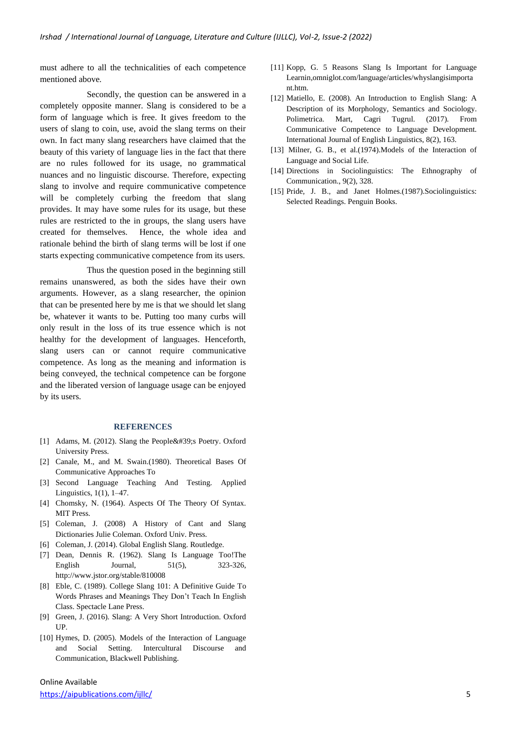must adhere to all the technicalities of each competence mentioned above.

Secondly, the question can be answered in a completely opposite manner. Slang is considered to be a form of language which is free. It gives freedom to the users of slang to coin, use, avoid the slang terms on their own. In fact many slang researchers have claimed that the beauty of this variety of language lies in the fact that there are no rules followed for its usage, no grammatical nuances and no linguistic discourse. Therefore, expecting slang to involve and require communicative competence will be completely curbing the freedom that slang provides. It may have some rules for its usage, but these rules are restricted to the in groups, the slang users have created for themselves. Hence, the whole idea and rationale behind the birth of slang terms will be lost if one starts expecting communicative competence from its users.

Thus the question posed in the beginning still remains unanswered, as both the sides have their own arguments. However, as a slang researcher, the opinion that can be presented here by me is that we should let slang be, whatever it wants to be. Putting too many curbs will only result in the loss of its true essence which is not healthy for the development of languages. Henceforth, slang users can or cannot require communicative competence. As long as the meaning and information is being conveyed, the technical competence can be forgone and the liberated version of language usage can be enjoyed by its users.

## REFERENCES

[1] Adams, M. (2012). Slang the People&#39;s Poetry. Oxford University Press.

[2] Canale, M., and M. Swain.(1980). Theoretical Bases Of Communicative Approaches To

[3] Second Language Teaching And Testing. Applied Linguistics, 1(1), 1–47.

[4] Chomsky, N. (1964). Aspects Of The Theory Of Syntax. MIT Press.

[5] Coleman, J. (2008) A History of Cant and Slang Dictionaries Julie Coleman. Oxford Univ. Press.

[6] Coleman, J. (2014). Global English Slang. Routledge.

[7] Dean, Dennis R. (1962). Slang Is Language Too!The English Journal, 51(5), 323-326, http://www.jstor.org/stable/810008

[8] Eble, C. (1989). College Slang 101: A Definitive Guide To Words Phrases and Meanings They Don't Teach In English Class. Spectacle Lane Press.

[9] Green, J. (2016). Slang: A Very Short Introduction. Oxford UP.

[10] Hymes, D. (2005). Models of the Interaction of Language and Social Setting. Intercultural Discourse and Communication, Blackwell Publishing.

[11] Kopp, G. 5 Reasons Slang Is Important for Language Learnin,omniglot.com/language/articles/whyslangisimportant.htm.

[12] Matiello, E. (2008). An Introduction to English Slang: A Description of its Morphology, Semantics and Sociology. Polimetrica. Mart, Cagri Tugrul. (2017). From Communicative Competence to Language Development. International Journal of English Linguistics, 8(2), 163.

[13] Milner, G. B., et al.(1974).Models of the Interaction of Language and Social Life.

[14] Directions in Sociolinguistics: The Ethnography of Communication., 9(2), 328.

[15] Pride, J. B., and Janet Holmes.(1987).Sociolinguistics: Selected Readings. Penguin Books.